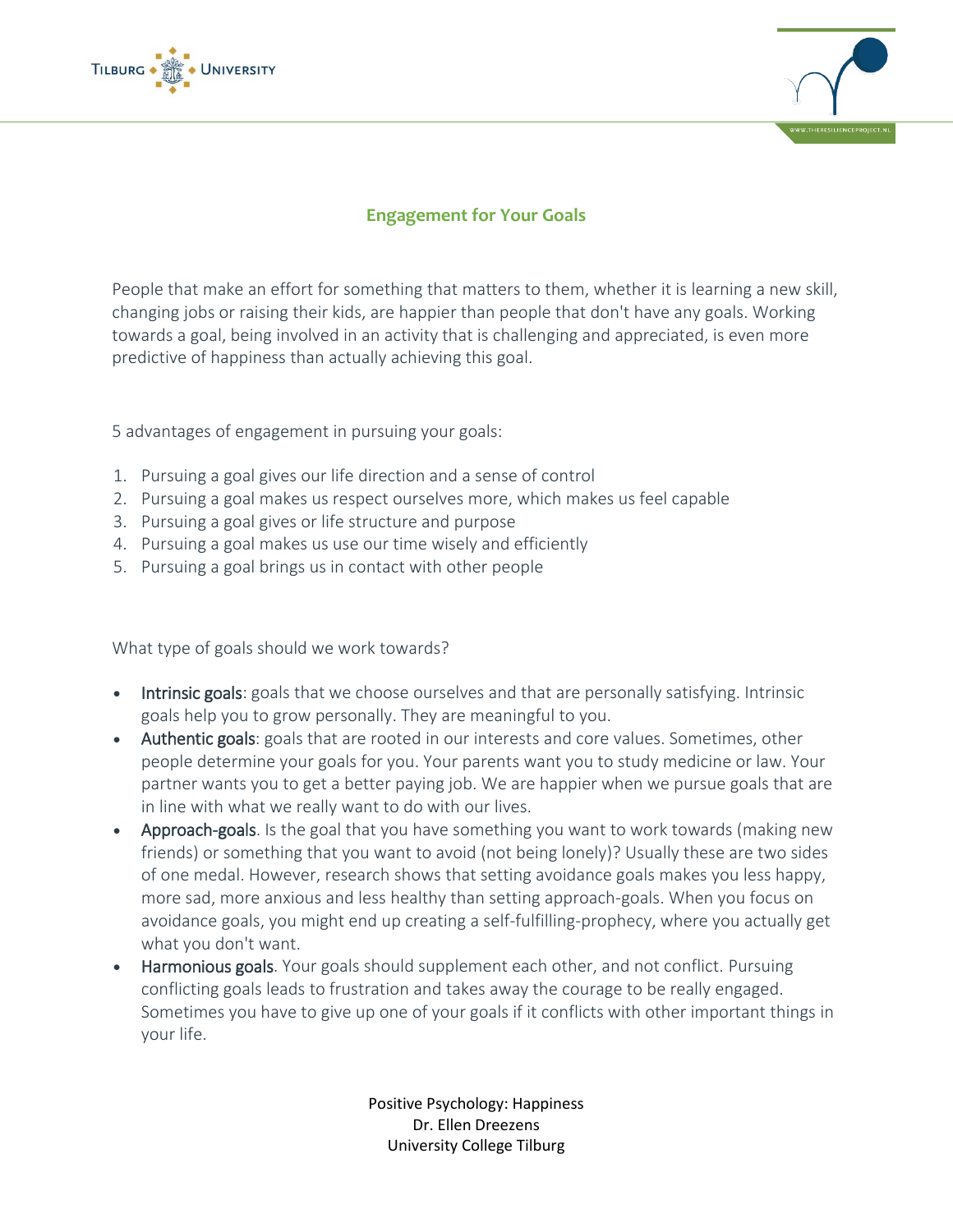## Engagement for Your Goals

People that make an effort for something that matters to them, whether it is learning a new skill, changing jobs or raising their kids, are happier than people that don't have any goals. Working towards a goal, being involved in an activity that is challenging and appreciated, is even more predictive of happiness than actually achieving this goal.

5 advantages of engagement in pursuing your goals:

1. Pursuing a goal gives our life direction and a sense of control
2. Pursuing a goal makes us respect ourselves more, which makes us feel capable
3. Pursuing a goal gives or life structure and purpose
4. Pursuing a goal makes us use our time wisely and efficiently
5. Pursuing a goal brings us in contact with other people

What type of goals should we work towards?

- Intrinsic goals: goals that we choose ourselves and that are personally satisfying. Intrinsic goals help you to grow personally. They are meaningful to you.
- Authentic goals: goals that are rooted in our interests and core values. Sometimes, other people determine your goals for you. Your parents want you to study medicine or law. Your partner wants you to get a better paying job. We are happier when we pursue goals that are in line with what we really want to do with our lives.
- Approach-goals. Is the goal that you have something you want to work towards (making new friends) or something that you want to avoid (not being lonely)? Usually these are two sides of one medal. However, research shows that setting avoidance goals makes you less happy, more sad, more anxious and less healthy than setting approach-goals. When you focus on avoidance goals, you might end up creating a self-fulfilling-prophecy, where you actually get what you don't want.
- Harmonious goals. Your goals should supplement each other, and not conflict. Pursuing conflicting goals leads to frustration and takes away the courage to be really engaged. Sometimes you have to give up one of your goals if it conflicts with other important things in your life.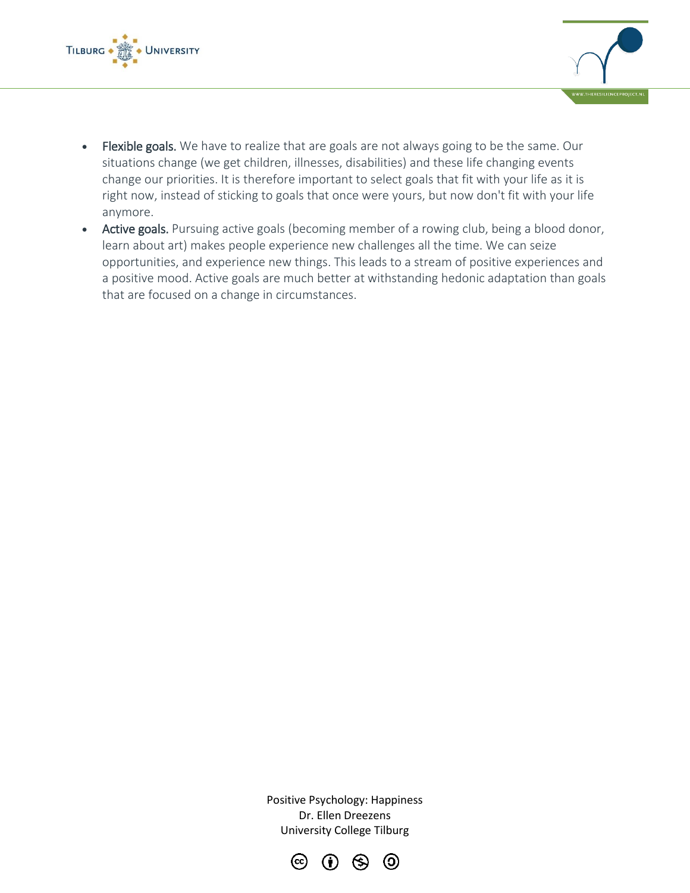- Flexible goals. We have to realize that are goals are not always going to be the same. Our situations change (we get children, illnesses, disabilities) and these life changing events change our priorities. It is therefore important to select goals that fit with your life as it is right now, instead of sticking to goals that once were yours, but now don't fit with your life anymore.
- Active goals. Pursuing active goals (becoming member of a rowing club, being a blood donor, learn about art) makes people experience new challenges all the time. We can seize opportunities, and experience new things. This leads to a stream of positive experiences and a positive mood. Active goals are much better at withstanding hedonic adaptation than goals that are focused on a change in circumstances.